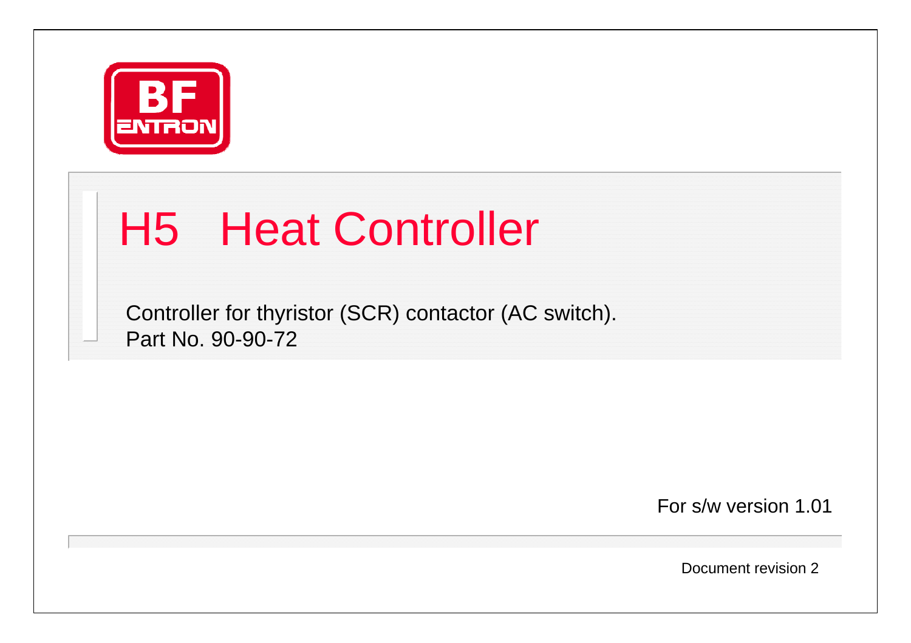BF ENTRON

# H5 Heat Controller

Controller for thyristor (SCR) contactor (AC switch).
Part No. 90-90-72

For s/w version 1.01

Document revision 2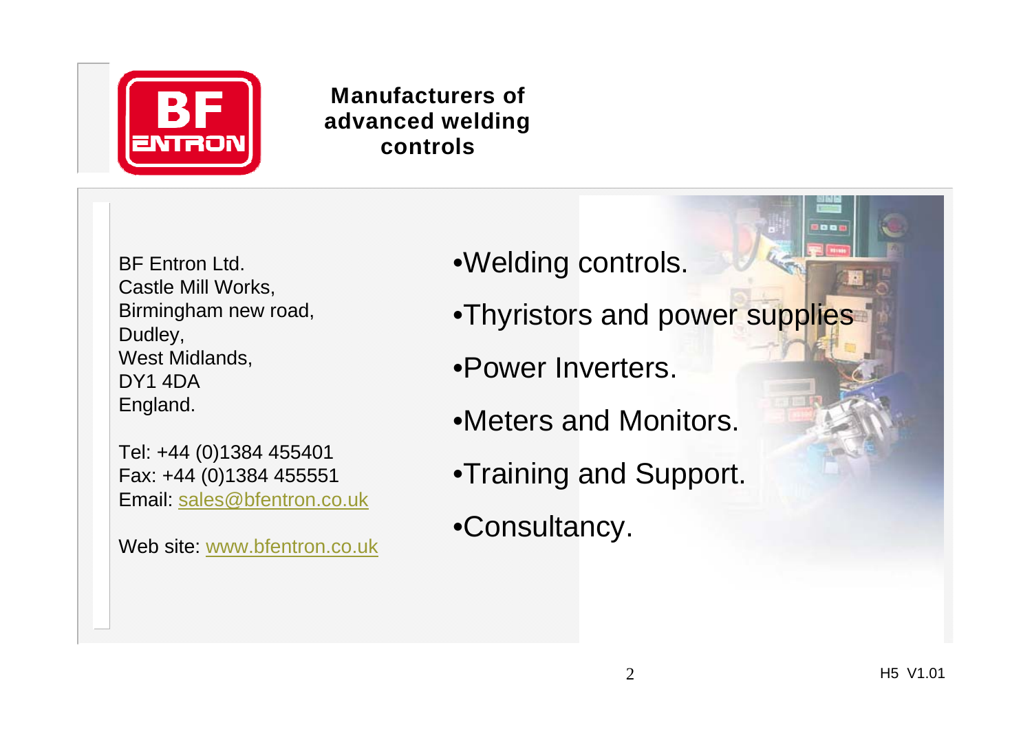**Manufacturers of advanced welding controls**

BF Entron Ltd.
Castle Mill Works,
Birmingham new road,
Dudley,
West Midlands,
DY1 4DA
England.

Tel: +44 (0)1384 455401
Fax: +44 (0)1384 455551
Email: sales@bfentron.co.uk

Web site: www.bfentron.co.uk

- Welding controls.
- Thyristors and power supplies
- Power Inverters.
- Meters and Monitors.
- Training and Support.
- Consultancy.

H5 V1.01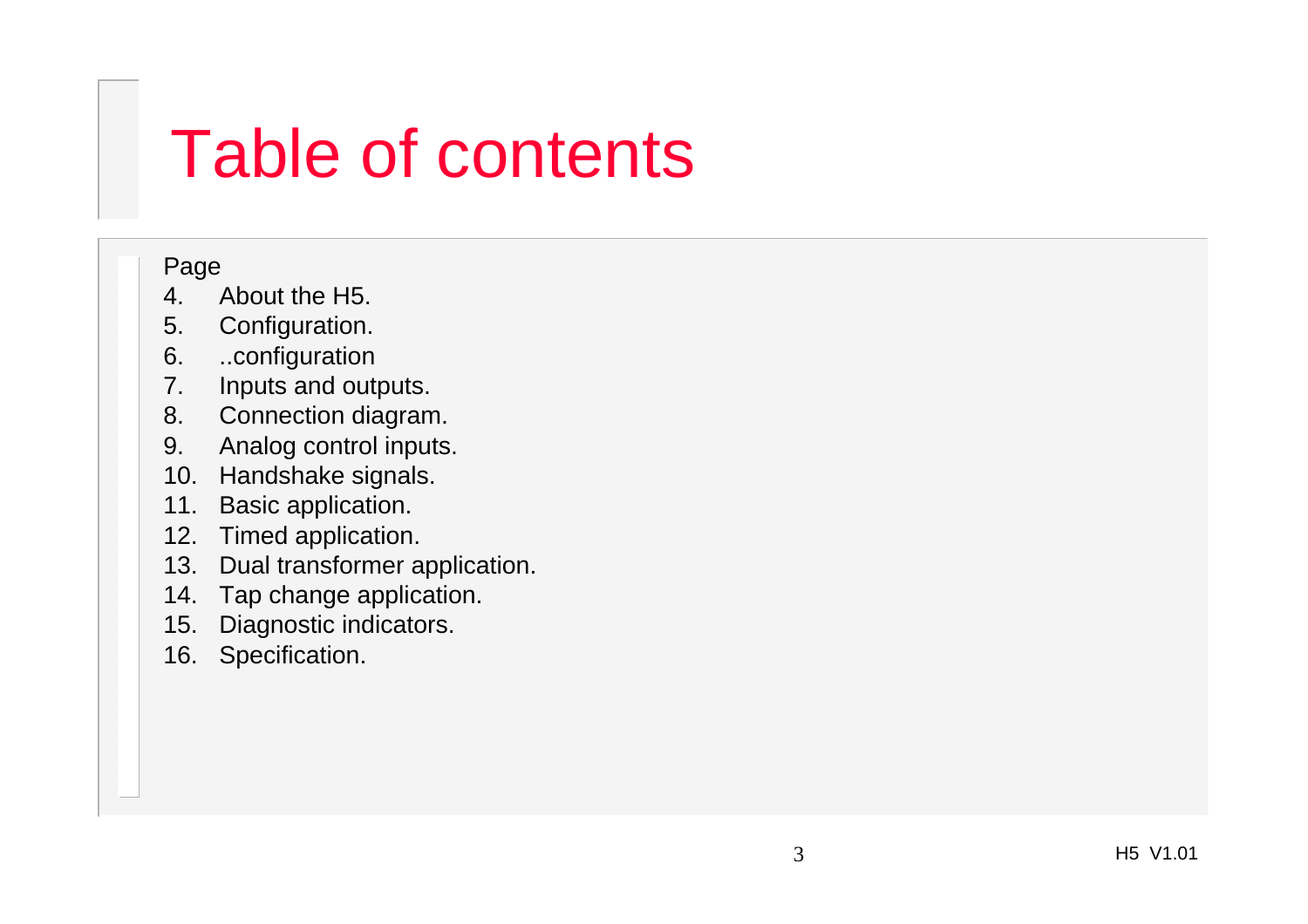# Table of contents

Page

4. About the H5.
5. Configuration.
6. ..configuration
7. Inputs and outputs.
8. Connection diagram.
9. Analog control inputs.
10. Handshake signals.
11. Basic application.
12. Timed application.
13. Dual transformer application.
14. Tap change application.
15. Diagnostic indicators.
16. Specification.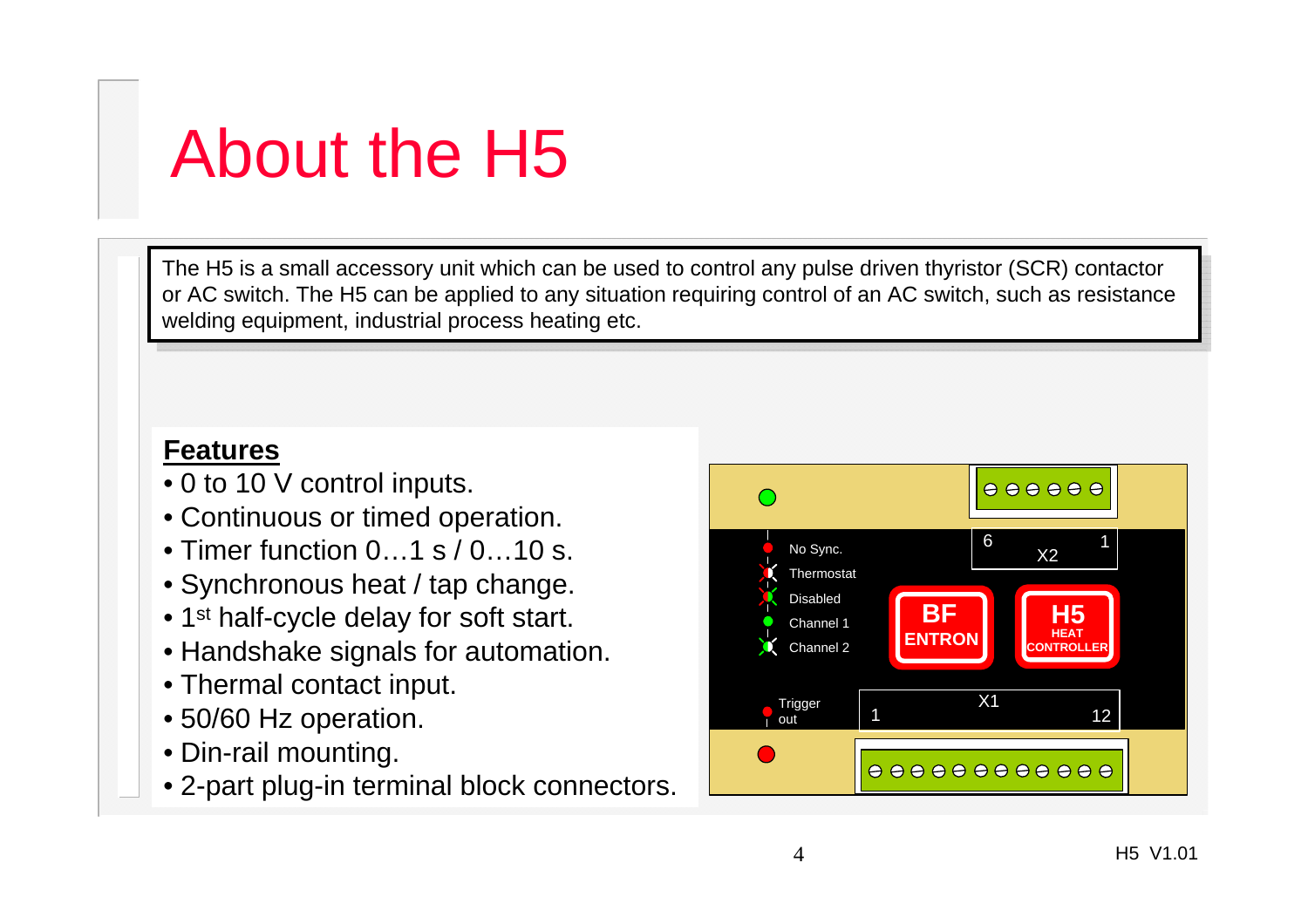# About the H5

The H5 is a small accessory unit which can be used to control any pulse driven thyristor (SCR) contactor or AC switch. The H5 can be applied to any situation requiring control of an AC switch, such as resistance welding equipment, industrial process heating etc.

**Features**

- 0 to 10 V control inputs.
- Continuous or timed operation.
- Timer function 0…1 s / 0…10 s.
- Synchronous heat / tap change.
- 1st half-cycle delay for soft start.
- Handshake signals for automation.
- Thermal contact input.
- 50/60 Hz operation.
- Din-rail mounting.
- 2-part plug-in terminal block connectors.

No Sync.
Thermostat
Disabled
Channel 1
Channel 2
Trigger out

X2 6 1
X1 1 12

BF ENTRON
H5 HEAT CONTROLLER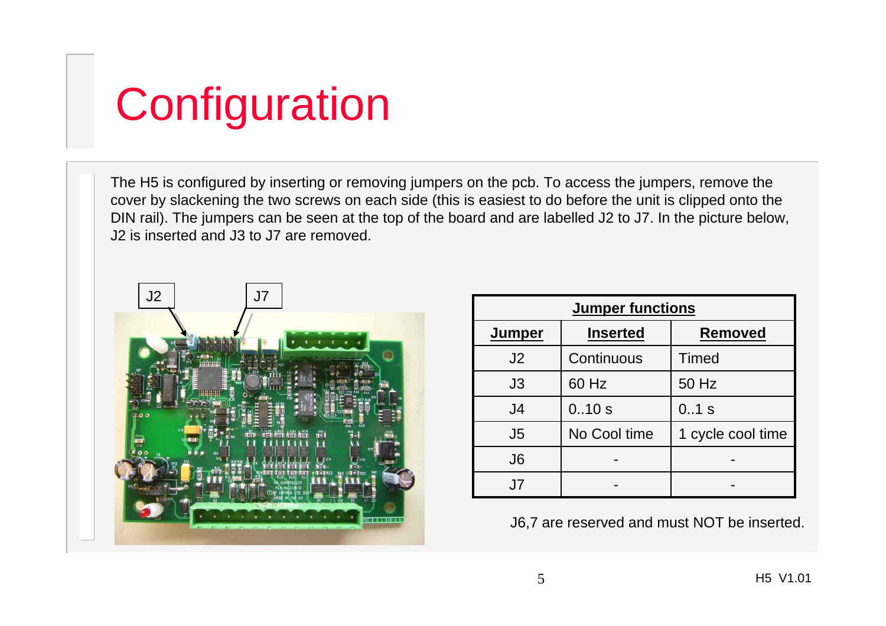# Configuration

The H5 is configured by inserting or removing jumpers on the pcb. To access the jumpers, remove the cover by slackening the two screws on each side (this is easiest to do before the unit is clipped onto the DIN rail). The jumpers can be seen at the top of the board and are labelled J2 to J7. In the picture below, J2 is inserted and J3 to J7 are removed.

**Jumper functions**

| **Jumper** | **Inserted** | **Removed** |
|---|---|---|
| J2 | Continuous | Timed |
| J3 | 60 Hz | 50 Hz |
| J4 | 0..10 s | 0..1 s |
| J5 | No Cool time | 1 cycle cool time |
| J6 | - | - |
| J7 | - | - |

J6,7 are reserved and must NOT be inserted.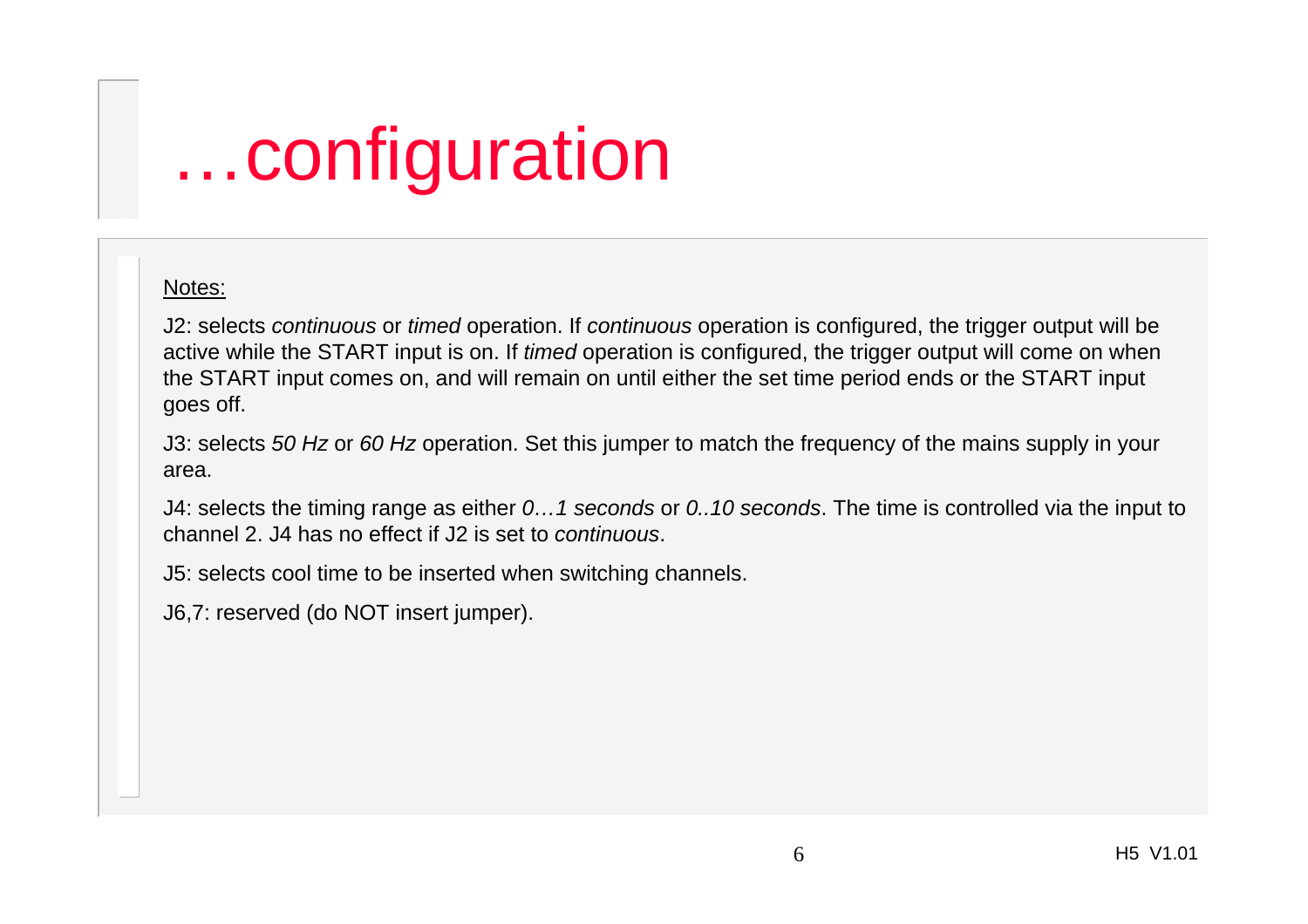# …configuration

Notes:

J2: selects *continuous* or *timed* operation. If *continuous* operation is configured, the trigger output will be active while the START input is on. If *timed* operation is configured, the trigger output will come on when the START input comes on, and will remain on until either the set time period ends or the START input goes off.

J3: selects *50 Hz* or *60 Hz* operation. Set this jumper to match the frequency of the mains supply in your area.

J4: selects the timing range as either *0…1 seconds* or *0..10 seconds*. The time is controlled via the input to channel 2. J4 has no effect if J2 is set to *continuous*.

J5: selects cool time to be inserted when switching channels.

J6,7: reserved (do NOT insert jumper).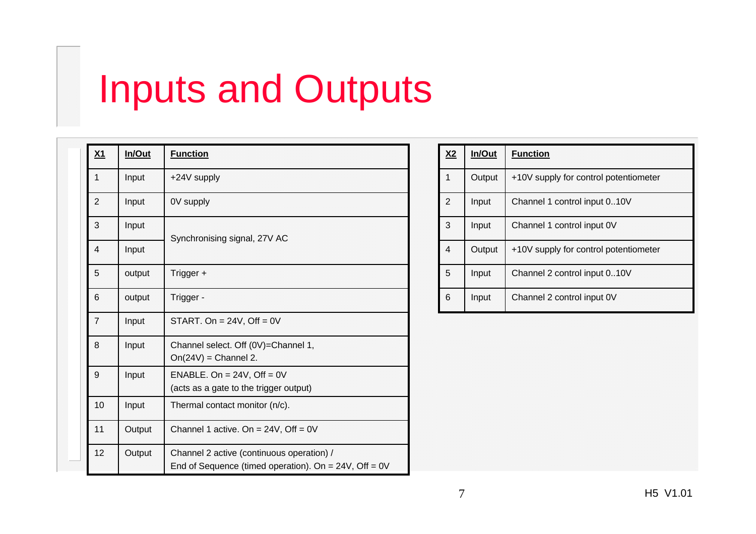# Inputs and Outputs

| X1 | In/Out | Function |
| --- | --- | --- |
| 1 | Input | +24V supply |
| 2 | Input | 0V supply |
| 3 | Input | Synchronising signal, 27V AC |
| 4 | Input | |
| 5 | output | Trigger + |
| 6 | output | Trigger - |
| 7 | Input | START. On = 24V, Off = 0V |
| 8 | Input | Channel select. Off (0V)=Channel 1, On(24V) = Channel 2. |
| 9 | Input | ENABLE. On = 24V, Off = 0V (acts as a gate to the trigger output) |
| 10 | Input | Thermal contact monitor (n/c). |
| 11 | Output | Channel 1 active. On = 24V, Off = 0V |
| 12 | Output | Channel 2 active (continuous operation) / End of Sequence (timed operation). On = 24V, Off = 0V |

| X2 | In/Out | Function |
| --- | --- | --- |
| 1 | Output | +10V supply for control potentiometer |
| 2 | Input | Channel 1 control input 0..10V |
| 3 | Input | Channel 1 control input 0V |
| 4 | Output | +10V supply for control potentiometer |
| 5 | Input | Channel 2 control input 0..10V |
| 6 | Input | Channel 2 control input 0V |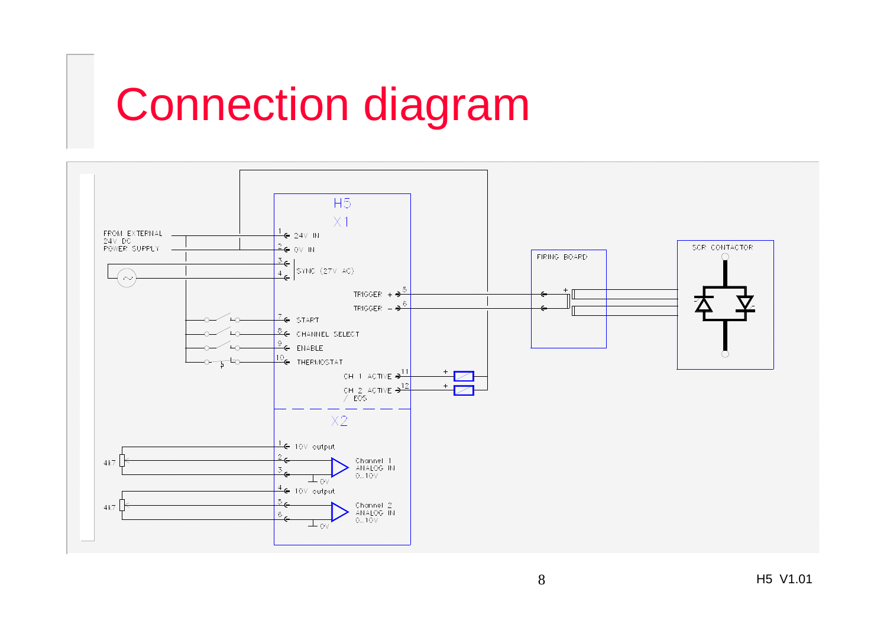# Connection diagram

H5

X1

FROM EXTERNAL 24V DC POWER SUPPLY

1 24V IN

2 0V IN

3

4 SYNC (27V AC)

TRIGGER + 5

TRIGGER − 6

7 START

8 CHANNEL SELECT

9 ENABLE

10 THERMOSTAT

CH 1 ACTIVE 11

CH 2 ACTIVE / EOS 12

FIRING BOARD

SCR CONTACTOR

X2

1 10V output

2

3

Channel 1 ANALOG IN 0..10V

0V

4 10V output

5

6

Channel 2 ANALOG IN 0..10V

0V

4k7

4k7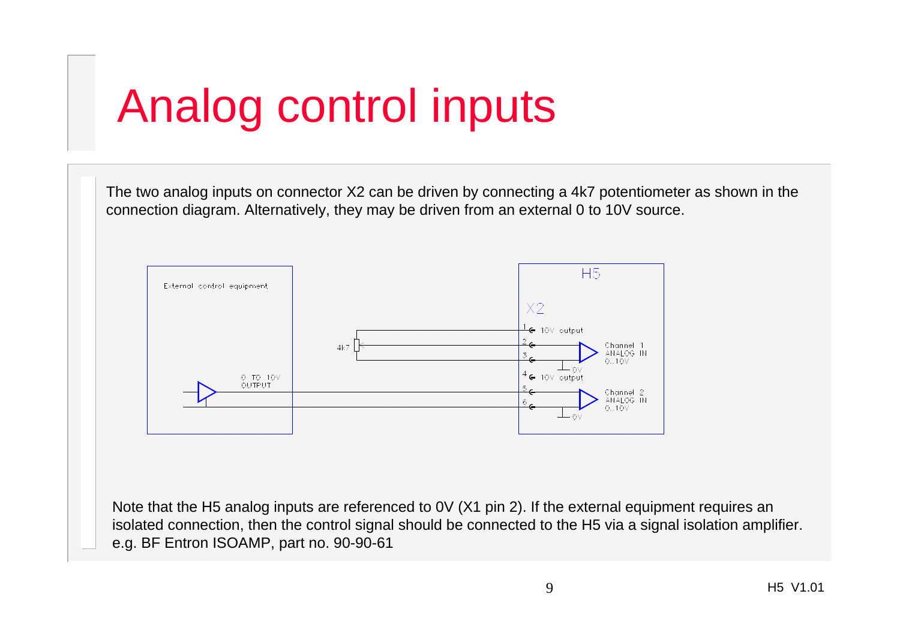# Analog control inputs

The two analog inputs on connector X2 can be driven by connecting a 4k7 potentiometer as shown in the connection diagram. Alternatively, they may be driven from an external 0 to 10V source.

External control equipment

0 TO 10V OUTPUT

4k7

H5

X2

1 10V output

2

3

Channel 1 ANALOG IN 0..10V

0V

4 10V output

5

6

Channel 2 ANALOG IN 0..10V

0V

Note that the H5 analog inputs are referenced to 0V (X1 pin 2). If the external equipment requires an isolated connection, then the control signal should be connected to the H5 via a signal isolation amplifier. e.g. BF Entron ISOAMP, part no. 90-90-61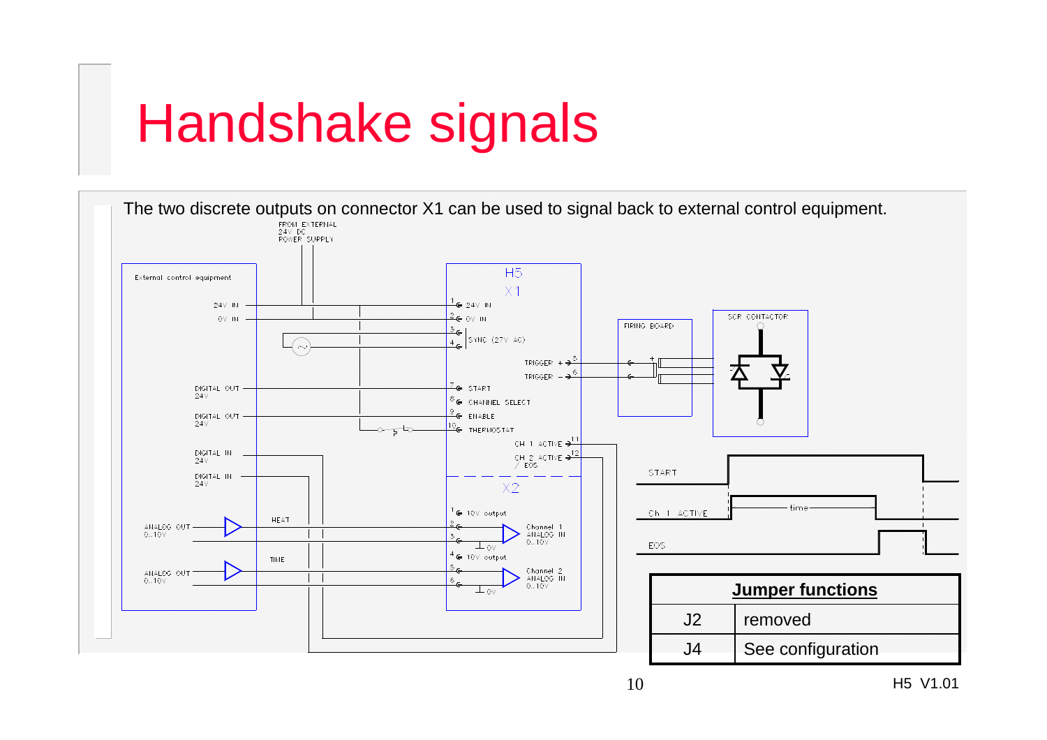# Handshake signals

The two discrete outputs on connector X1 can be used to signal back to external control equipment.

| Jumper functions | |
|---|---|
| J2 | removed |
| J4 | See configuration |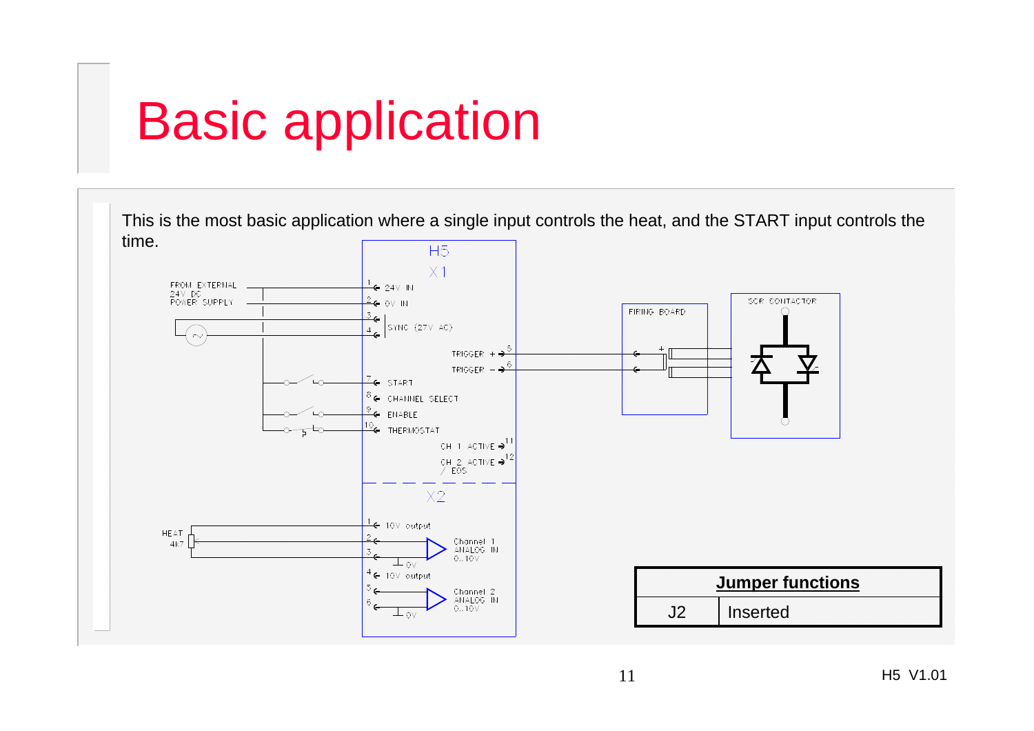# Basic application

This is the most basic application where a single input controls the heat, and the START input controls the time.

| Jumper functions | |
|---|---|
| J2 | Inserted |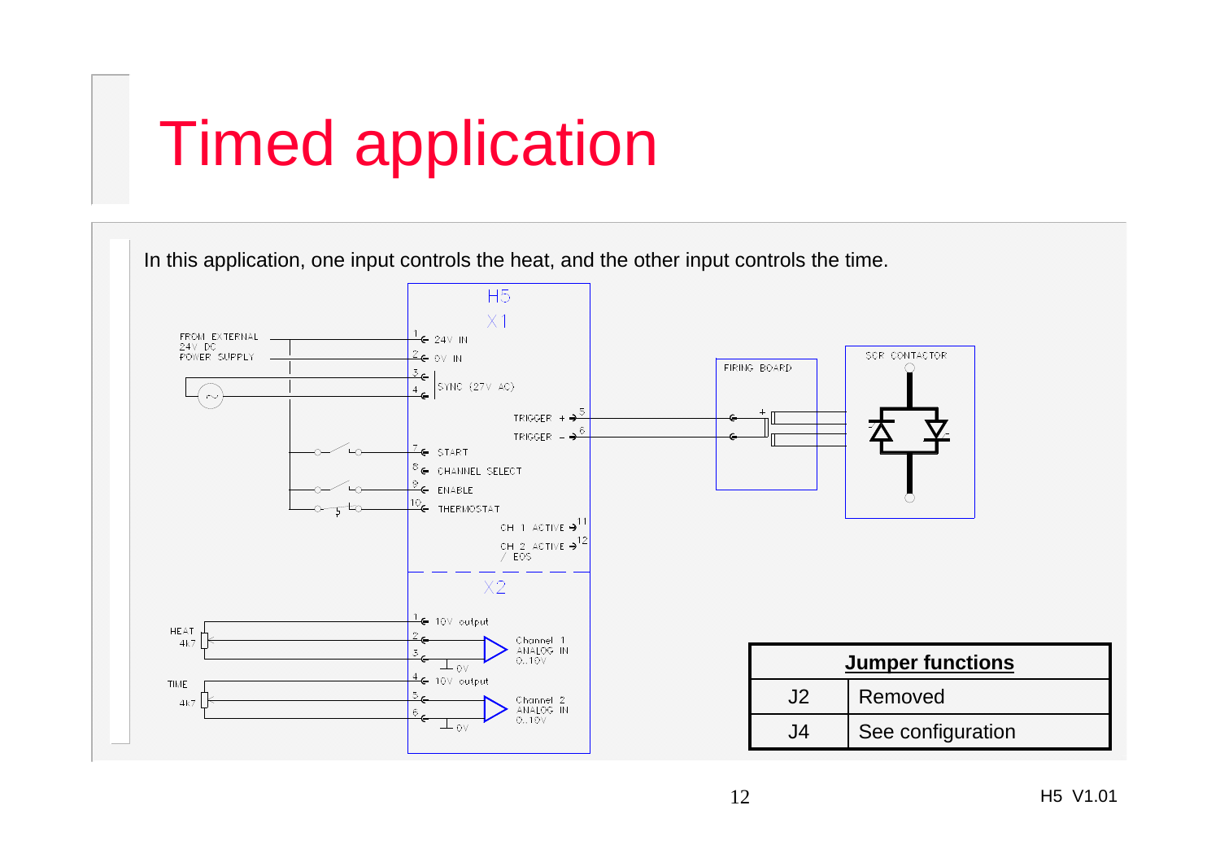# Timed application

In this application, one input controls the heat, and the other input controls the time.

FROM EXTERNAL 24V DC POWER SUPPLY

H5

X1

1 24V IN
2 0V IN
3, 4 SYNC (27V AC)
TRIGGER + 5
TRIGGER − 6
7 START
8 CHANNEL SELECT
9 ENABLE
10 THERMOSTAT
CH 1 ACTIVE 11
CH 2 ACTIVE / EOS 12

X2

HEAT 4k7
1 10V output
2, 3 Channel 1 ANALOG IN 0..10V
0V
TIME 4k7
4 10V output
5, 6 Channel 2 ANALOG IN 0..10V
0V

FIRING BOARD

SCR CONTACTOR

| Jumper functions | |
|---|---|
| J2 | Removed |
| J4 | See configuration |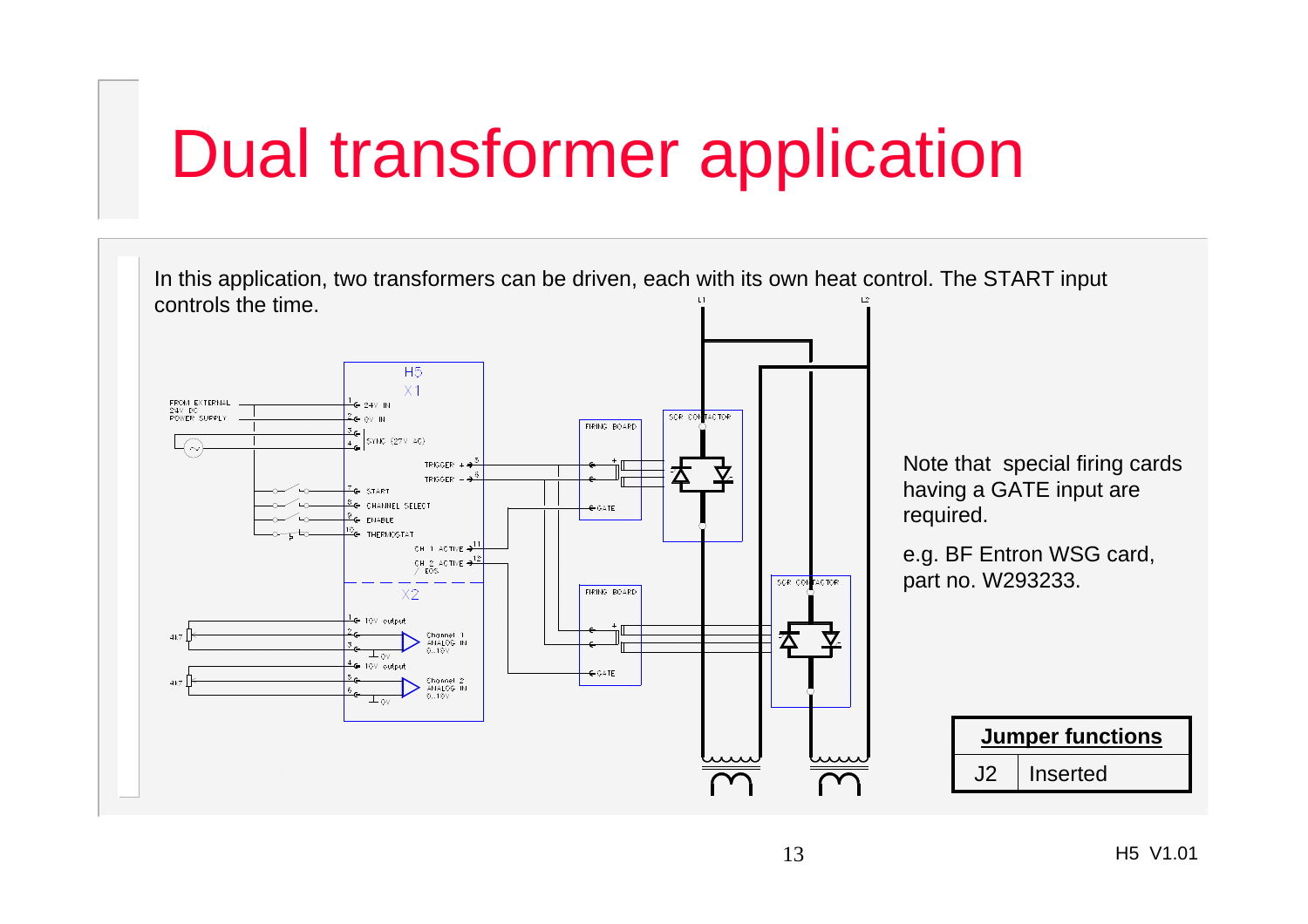# Dual transformer application

In this application, two transformers can be driven, each with its own heat control. The START input controls the time.

Note that special firing cards having a GATE input are required.

e.g. BF Entron WSG card, part no. W293233.

| Jumper functions | |
|---|---|
| J2 | Inserted |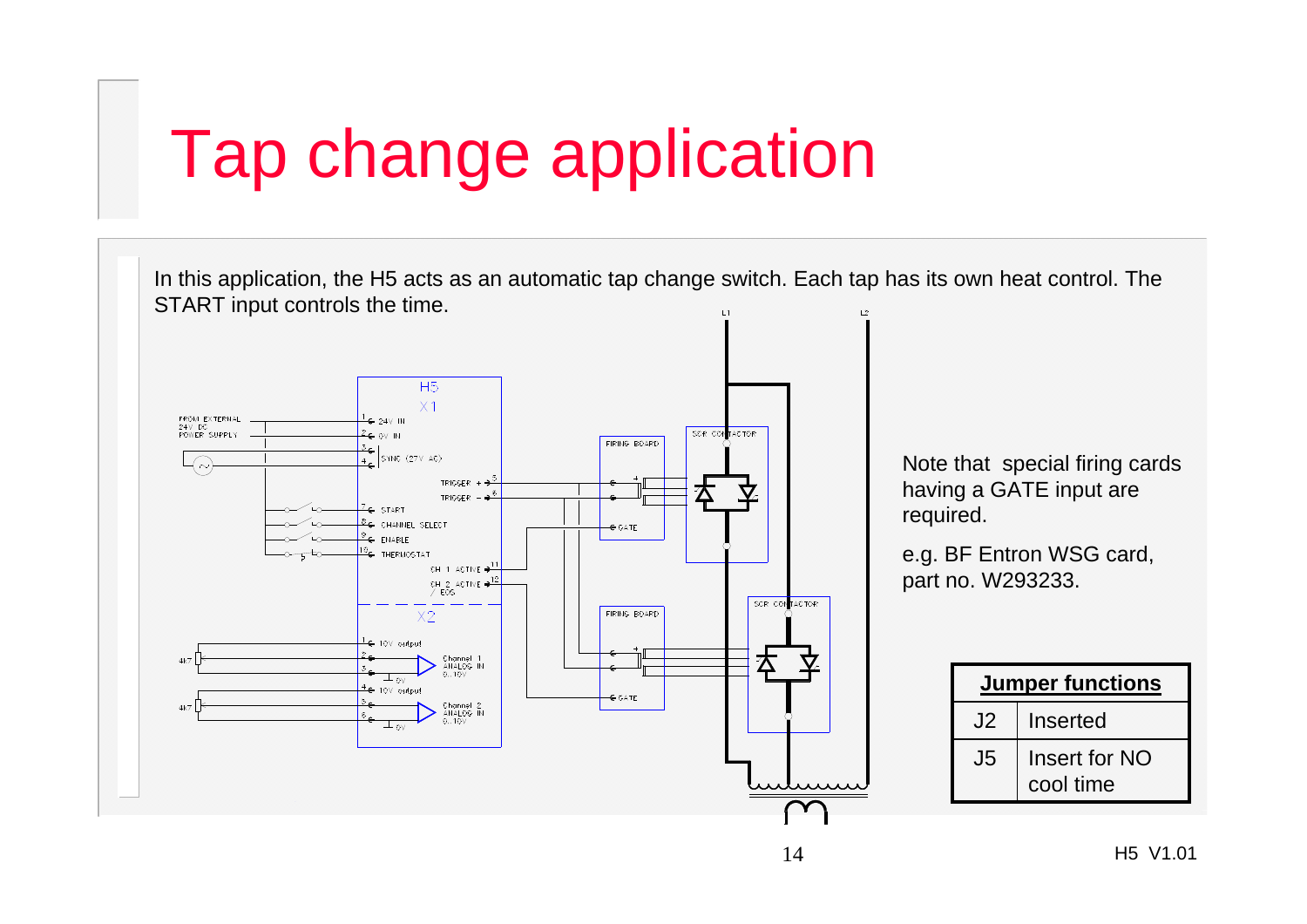# Tap change application

In this application, the H5 acts as an automatic tap change switch. Each tap has its own heat control. The START input controls the time.

Note that special firing cards having a GATE input are required.

e.g. BF Entron WSG card, part no. W293233.

| Jumper functions | |
|---|---|
| J2 | Inserted |
| J5 | Insert for NO cool time |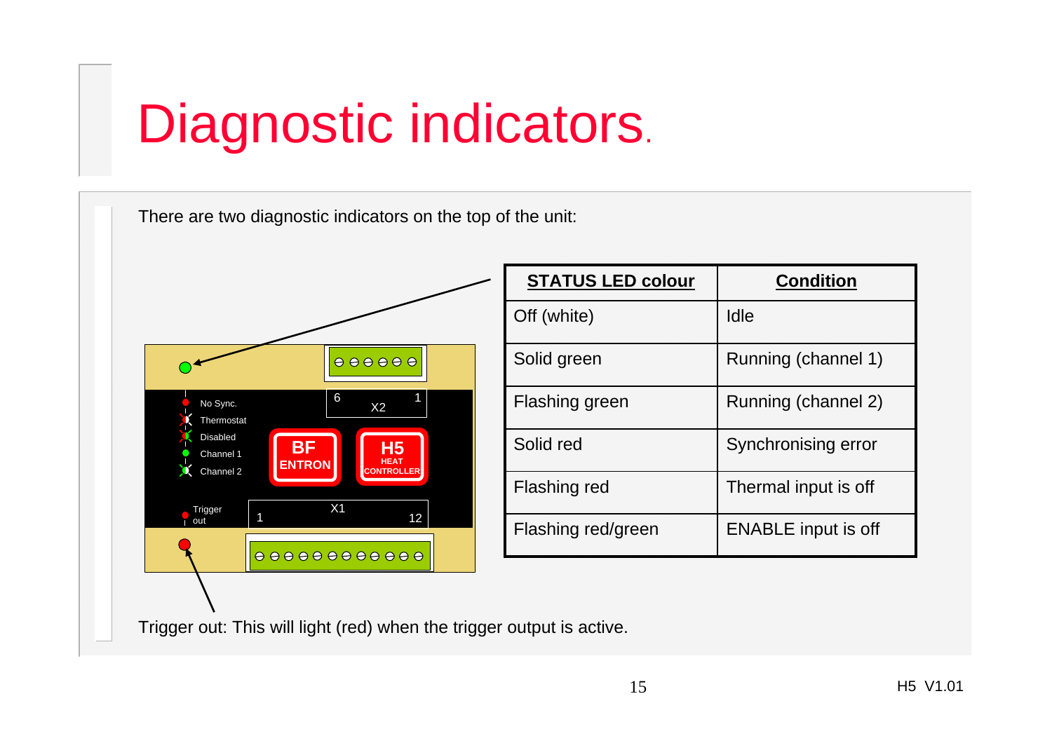# Diagnostic indicators.

There are two diagnostic indicators on the top of the unit:

| STATUS LED colour | Condition |
| --- | --- |
| Off (white) | Idle |
| Solid green | Running (channel 1) |
| Flashing green | Running (channel 2) |
| Solid red | Synchronising error |
| Flashing red | Thermal input is off |
| Flashing red/green | ENABLE input is off |

Trigger out: This will light (red) when the trigger output is active.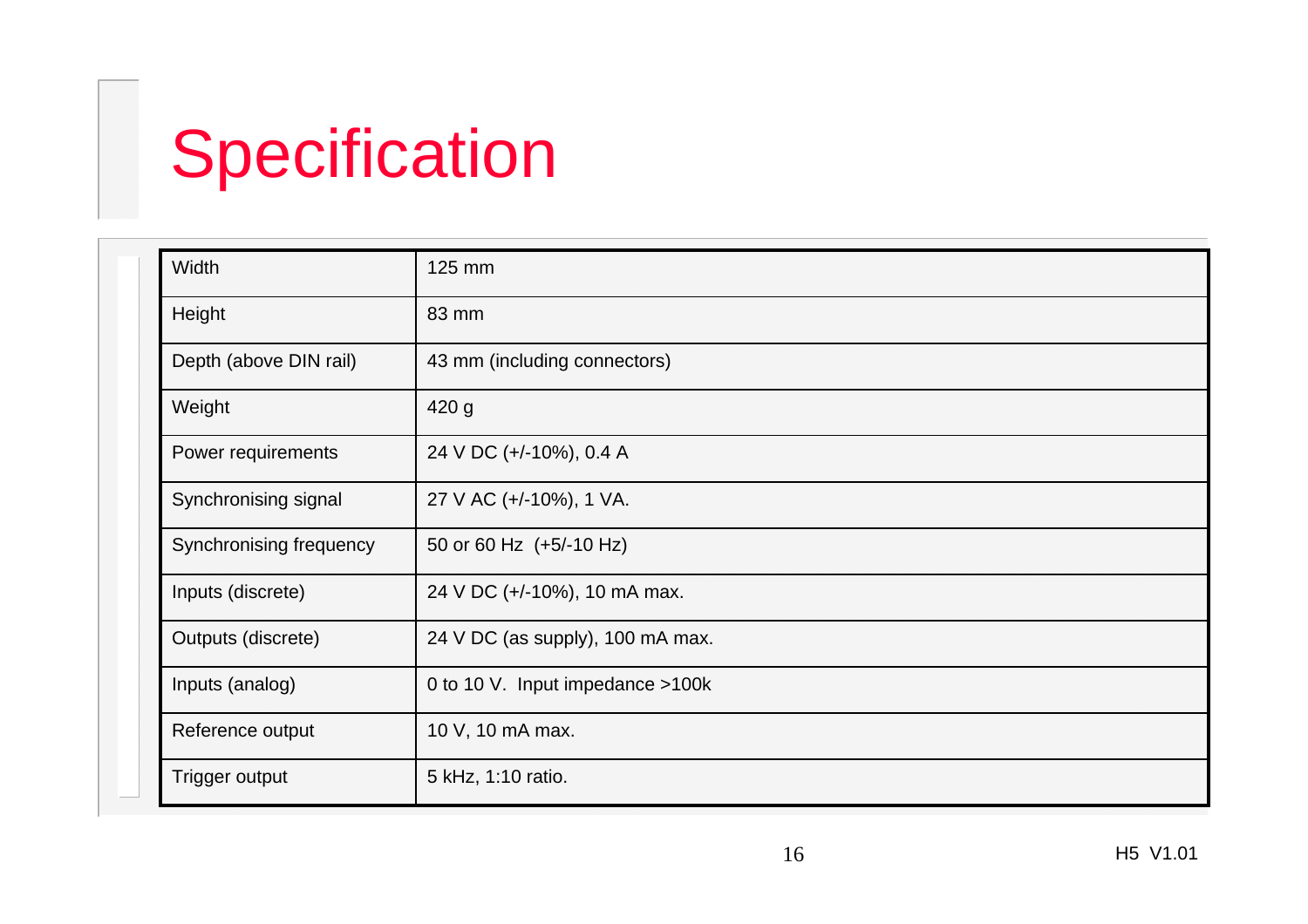# Specification

| | |
|---|---|
| Width | 125 mm |
| Height | 83 mm |
| Depth (above DIN rail) | 43 mm (including connectors) |
| Weight | 420 g |
| Power requirements | 24 V DC (+/-10%), 0.4 A |
| Synchronising signal | 27 V AC (+/-10%), 1 VA. |
| Synchronising frequency | 50 or 60 Hz (+5/-10 Hz) |
| Inputs (discrete) | 24 V DC (+/-10%), 10 mA max. |
| Outputs (discrete) | 24 V DC (as supply), 100 mA max. |
| Inputs (analog) | 0 to 10 V. Input impedance >100k |
| Reference output | 10 V, 10 mA max. |
| Trigger output | 5 kHz, 1:10 ratio. |